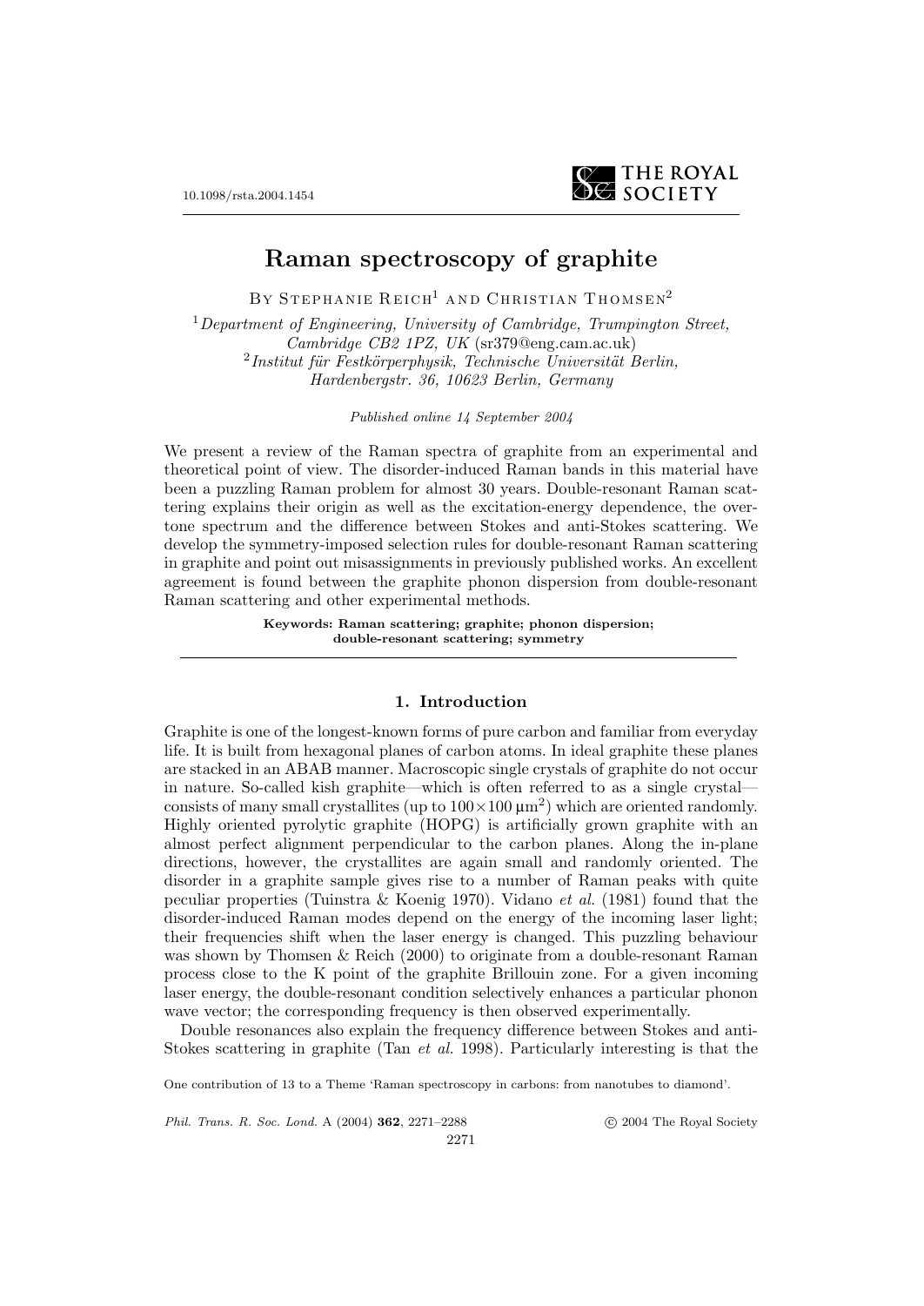# Raman spectroscopy of graphite

By Stephanie Reich[1] and Christian Thomsen[2]

[1] *Department of Engineering, University of Cambridge, Trumpington Street, Cambridge CB2 1PZ, UK* (sr379@eng.cam.ac.uk)
[2] *Institut für Festkörperphysik, Technische Universität Berlin, Hardenbergstr. 36, 10623 Berlin, Germany*

*Published online 14 September 2004*

We present a review of the Raman spectra of graphite from an experimental and theoretical point of view. The disorder-induced Raman bands in this material have been a puzzling Raman problem for almost 30 years. Double-resonant Raman scattering explains their origin as well as the excitation-energy dependence, the overtone spectrum and the difference between Stokes and anti-Stokes scattering. We develop the symmetry-imposed selection rules for double-resonant Raman scattering in graphite and point out misassignments in previously published works. An excellent agreement is found between the graphite phonon dispersion from double-resonant Raman scattering and other experimental methods.

**Keywords: Raman scattering; graphite; phonon dispersion; double-resonant scattering; symmetry**

## 1. Introduction

Graphite is one of the longest-known forms of pure carbon and familiar from everyday life. It is built from hexagonal planes of carbon atoms. In ideal graphite these planes are stacked in an ABAB manner. Macroscopic single crystals of graphite do not occur in nature. So-called kish graphite—which is often referred to as a single crystal—consists of many small crystallites (up to $100 \times 100\ \mu\text{m}^2$) which are oriented randomly. Highly oriented pyrolytic graphite (HOPG) is artificially grown graphite with an almost perfect alignment perpendicular to the carbon planes. Along the in-plane directions, however, the crystallites are again small and randomly oriented. The disorder in a graphite sample gives rise to a number of Raman peaks with quite peculiar properties (Tuinstra & Koenig 1970). Vidano *et al.* (1981) found that the disorder-induced Raman modes depend on the energy of the incoming laser light; their frequencies shift when the laser energy is changed. This puzzling behaviour was shown by Thomsen & Reich (2000) to originate from a double-resonant Raman process close to the K point of the graphite Brillouin zone. For a given incoming laser energy, the double-resonant condition selectively enhances a particular phonon wave vector; the corresponding frequency is then observed experimentally.

Double resonances also explain the frequency difference between Stokes and anti-Stokes scattering in graphite (Tan *et al.* 1998). Particularly interesting is that the

One contribution of 13 to a Theme 'Raman spectroscopy in carbons: from nanotubes to diamond'.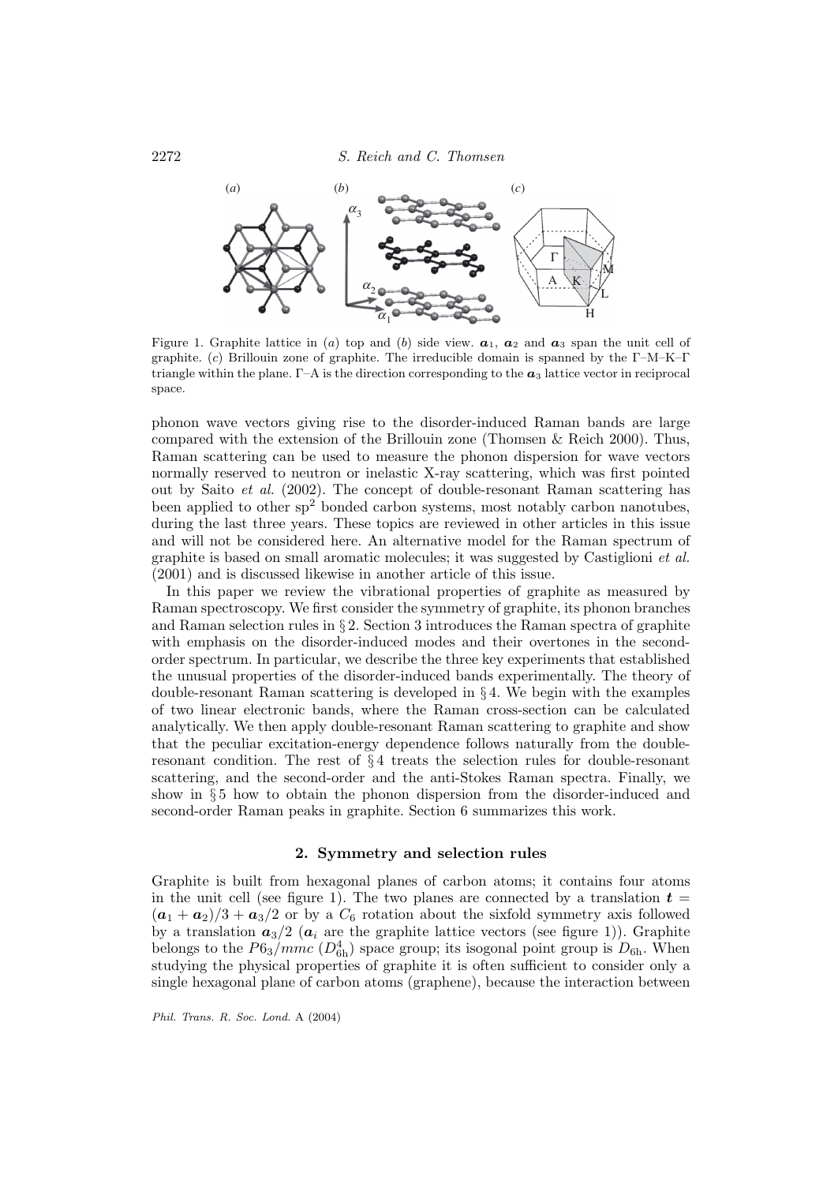Figure 1. Graphite lattice in (*a*) top and (*b*) side view. $\boldsymbol{a}_1$, $\boldsymbol{a}_2$ and $\boldsymbol{a}_3$ span the unit cell of graphite. (*c*) Brillouin zone of graphite. The irreducible domain is spanned by the Γ–M–K–Γ triangle within the plane. Γ–A is the direction corresponding to the $\boldsymbol{a}_3$ lattice vector in reciprocal space.

phonon wave vectors giving rise to the disorder-induced Raman bands are large compared with the extension of the Brillouin zone (Thomsen & Reich 2000). Thus, Raman scattering can be used to measure the phonon dispersion for wave vectors normally reserved to neutron or inelastic X-ray scattering, which was first pointed out by Saito *et al.* (2002). The concept of double-resonant Raman scattering has been applied to other $sp^2$ bonded carbon systems, most notably carbon nanotubes, during the last three years. These topics are reviewed in other articles in this issue and will not be considered here. An alternative model for the Raman spectrum of graphite is based on small aromatic molecules; it was suggested by Castiglioni *et al.* (2001) and is discussed likewise in another article of this issue.

In this paper we review the vibrational properties of graphite as measured by Raman spectroscopy. We first consider the symmetry of graphite, its phonon branches and Raman selection rules in § 2. Section 3 introduces the Raman spectra of graphite with emphasis on the disorder-induced modes and their overtones in the second-order spectrum. In particular, we describe the three key experiments that established the unusual properties of the disorder-induced bands experimentally. The theory of double-resonant Raman scattering is developed in § 4. We begin with the examples of two linear electronic bands, where the Raman cross-section can be calculated analytically. We then apply double-resonant Raman scattering to graphite and show that the peculiar excitation-energy dependence follows naturally from the double-resonant condition. The rest of § 4 treats the selection rules for double-resonant scattering, and the second-order and the anti-Stokes Raman spectra. Finally, we show in § 5 how to obtain the phonon dispersion from the disorder-induced and second-order Raman peaks in graphite. Section 6 summarizes this work.

## 2. Symmetry and selection rules

Graphite is built from hexagonal planes of carbon atoms; it contains four atoms in the unit cell (see figure 1). The two planes are connected by a translation $\boldsymbol{t} = (\boldsymbol{a}_1 + \boldsymbol{a}_2)/3 + \boldsymbol{a}_3/2$ or by a $C_6$ rotation about the sixfold symmetry axis followed by a translation $\boldsymbol{a}_3/2$ ($\boldsymbol{a}_i$ are the graphite lattice vectors (see figure 1)). Graphite belongs to the $P6_3/mmc$ ($D_{6h}^4$) space group; its isogonal point group is $D_{6h}$. When studying the physical properties of graphite it is often sufficient to consider only a single hexagonal plane of carbon atoms (graphene), because the interaction between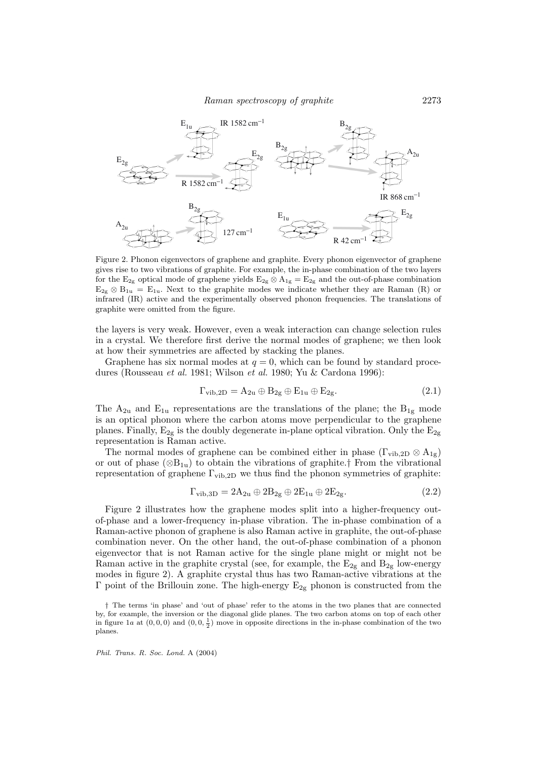Figure 2. Phonon eigenvectors of graphene and graphite. Every phonon eigenvector of graphene gives rise to two vibrations of graphite. For example, the in-phase combination of the two layers for the $E_{2g}$ optical mode of graphene yields $E_{2g} \otimes A_{1g} = E_{2g}$ and the out-of-phase combination $E_{2g} \otimes B_{1u} = E_{1u}$. Next to the graphite modes we indicate whether they are Raman (R) or infrared (IR) active and the experimentally observed phonon frequencies. The translations of graphite were omitted from the figure.

the layers is very weak. However, even a weak interaction can change selection rules in a crystal. We therefore first derive the normal modes of graphene; we then look at how their symmetries are affected by stacking the planes.

Graphene has six normal modes at $q = 0$, which can be found by standard procedures (Rousseau *et al.* 1981; Wilson *et al.* 1980; Yu & Cardona 1996):

$$\Gamma_{\text{vib,2D}} = A_{2u} \oplus B_{2g} \oplus E_{1u} \oplus E_{2g}. \tag{2.1}$$

The $A_{2u}$ and $E_{1u}$ representations are the translations of the plane; the $B_{1g}$ mode is an optical phonon where the carbon atoms move perpendicular to the graphene planes. Finally, $E_{2g}$ is the doubly degenerate in-plane optical vibration. Only the $E_{2g}$ representation is Raman active.

The normal modes of graphene can be combined either in phase ($\Gamma_{\text{vib,2D}} \otimes A_{1g}$) or out of phase ($\otimes B_{1u}$) to obtain the vibrations of graphite.† From the vibrational representation of graphene $\Gamma_{\text{vib,2D}}$ we thus find the phonon symmetries of graphite:

$$\Gamma_{\text{vib,3D}} = 2A_{2u} \oplus 2B_{2g} \oplus 2E_{1u} \oplus 2E_{2g}. \tag{2.2}$$

Figure 2 illustrates how the graphene modes split into a higher-frequency out-of-phase and a lower-frequency in-phase vibration. The in-phase combination of a Raman-active phonon of graphene is also Raman active in graphite, the out-of-phase combination never. On the other hand, the out-of-phase combination of a phonon eigenvector that is not Raman active for the single plane might or might not be Raman active in the graphite crystal (see, for example, the $E_{2g}$ and $B_{2g}$ low-energy modes in figure 2). A graphite crystal thus has two Raman-active vibrations at the $\Gamma$ point of the Brillouin zone. The high-energy $E_{2g}$ phonon is constructed from the

† The terms 'in phase' and 'out of phase' refer to the atoms in the two planes that are connected by, for example, the inversion or the diagonal glide planes. The two carbon atoms on top of each other in figure 1*a* at $(0, 0, 0)$ and $(0, 0, \frac{1}{2})$ move in opposite directions in the in-phase combination of the two planes.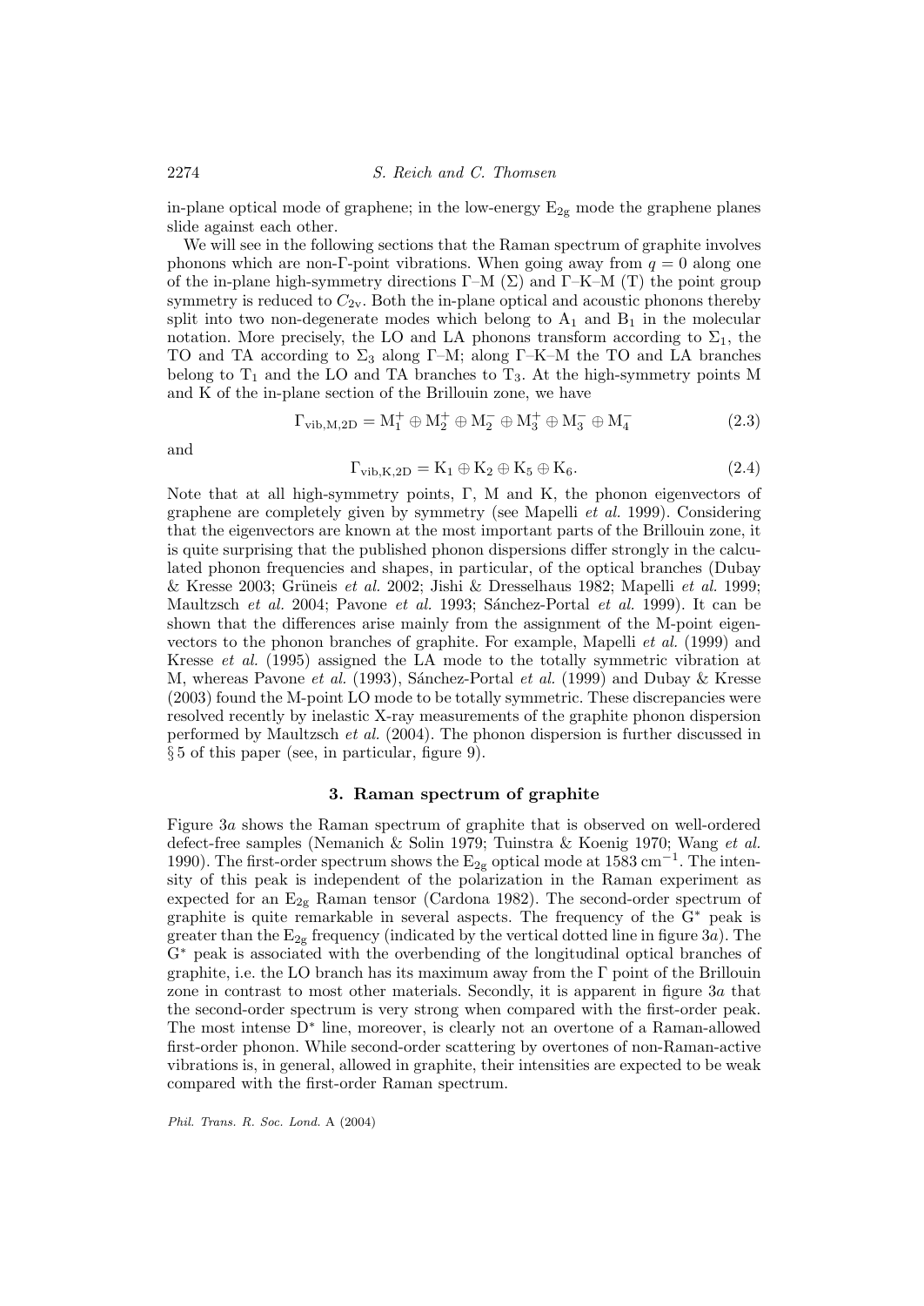in-plane optical mode of graphene; in the low-energy $E_{2g}$ mode the graphene planes slide against each other.

We will see in the following sections that the Raman spectrum of graphite involves phonons which are non-Γ-point vibrations. When going away from $q = 0$ along one of the in-plane high-symmetry directions Γ–M (Σ) and Γ–K–M (T) the point group symmetry is reduced to $C_{2v}$. Both the in-plane optical and acoustic phonons thereby split into two non-degenerate modes which belong to $A_1$ and $B_1$ in the molecular notation. More precisely, the LO and LA phonons transform according to $\Sigma_1$, the TO and TA according to $\Sigma_3$ along Γ–M; along Γ–K–M the TO and LA branches belong to $T_1$ and the LO and TA branches to $T_3$. At the high-symmetry points M and K of the in-plane section of the Brillouin zone, we have

$$\Gamma_{\text{vib,M,2D}} = \text{M}_1^+ \oplus \text{M}_2^+ \oplus \text{M}_2^- \oplus \text{M}_3^+ \oplus \text{M}_3^- \oplus \text{M}_4^- \tag{2.3}$$

and

$$\Gamma_{\text{vib,K,2D}} = \text{K}_1 \oplus \text{K}_2 \oplus \text{K}_5 \oplus \text{K}_6. \tag{2.4}$$

Note that at all high-symmetry points, Γ, M and K, the phonon eigenvectors of graphene are completely given by symmetry (see Mapelli *et al.* 1999). Considering that the eigenvectors are known at the most important parts of the Brillouin zone, it is quite surprising that the published phonon dispersions differ strongly in the calculated phonon frequencies and shapes, in particular, of the optical branches (Dubay & Kresse 2003; Grüneis *et al.* 2002; Jishi & Dresselhaus 1982; Mapelli *et al.* 1999; Maultzsch *et al.* 2004; Pavone *et al.* 1993; Sánchez-Portal *et al.* 1999). It can be shown that the differences arise mainly from the assignment of the M-point eigenvectors to the phonon branches of graphite. For example, Mapelli *et al.* (1999) and Kresse *et al.* (1995) assigned the LA mode to the totally symmetric vibration at M, whereas Pavone *et al.* (1993), Sánchez-Portal *et al.* (1999) and Dubay & Kresse (2003) found the M-point LO mode to be totally symmetric. These discrepancies were resolved recently by inelastic X-ray measurements of the graphite phonon dispersion performed by Maultzsch *et al.* (2004). The phonon dispersion is further discussed in § 5 of this paper (see, in particular, figure 9).

## 3. Raman spectrum of graphite

Figure 3*a* shows the Raman spectrum of graphite that is observed on well-ordered defect-free samples (Nemanich & Solin 1979; Tuinstra & Koenig 1970; Wang *et al.* 1990). The first-order spectrum shows the $E_{2g}$ optical mode at 1583 $\text{cm}^{-1}$. The intensity of this peak is independent of the polarization in the Raman experiment as expected for an $E_{2g}$ Raman tensor (Cardona 1982). The second-order spectrum of graphite is quite remarkable in several aspects. The frequency of the $\text{G}^*$ peak is greater than the $E_{2g}$ frequency (indicated by the vertical dotted line in figure 3*a*). The $\text{G}^*$ peak is associated with the overbending of the longitudinal optical branches of graphite, i.e. the LO branch has its maximum away from the Γ point of the Brillouin zone in contrast to most other materials. Secondly, it is apparent in figure 3*a* that the second-order spectrum is very strong when compared with the first-order peak. The most intense $\text{D}^*$ line, moreover, is clearly not an overtone of a Raman-allowed first-order phonon. While second-order scattering by overtones of non-Raman-active vibrations is, in general, allowed in graphite, their intensities are expected to be weak compared with the first-order Raman spectrum.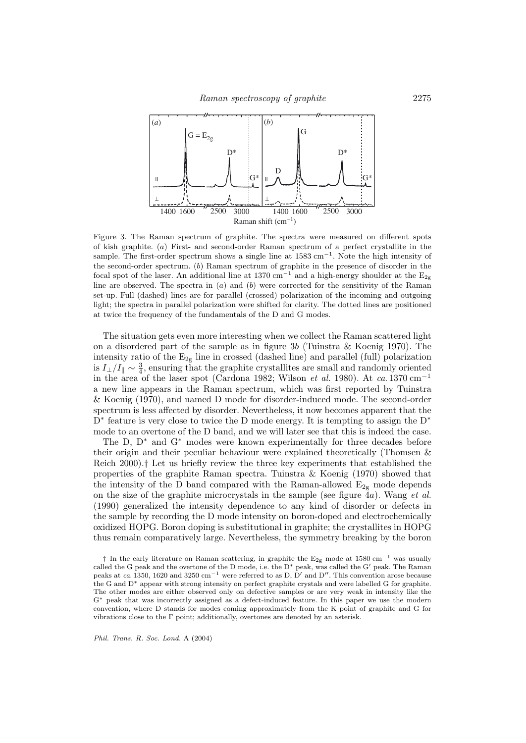Figure 3. The Raman spectrum of graphite. The spectra were measured on different spots of kish graphite. (*a*) First- and second-order Raman spectrum of a perfect crystallite in the sample. The first-order spectrum shows a single line at 1583 $cm^{-1}$. Note the high intensity of the second-order spectrum. (*b*) Raman spectrum of graphite in the presence of disorder in the focal spot of the laser. An additional line at 1370 $cm^{-1}$ and a high-energy shoulder at the $E_{2g}$ line are observed. The spectra in (*a*) and (*b*) were corrected for the sensitivity of the Raman set-up. Full (dashed) lines are for parallel (crossed) polarization of the incoming and outgoing light; the spectra in parallel polarization were shifted for clarity. The dotted lines are positioned at twice the frequency of the fundamentals of the D and G modes.

The situation gets even more interesting when we collect the Raman scattered light on a disordered part of the sample as in figure 3*b* (Tuinstra & Koenig 1970). The intensity ratio of the $E_{2g}$ line in crossed (dashed line) and parallel (full) polarization is $I_{\perp}/I_{\parallel} \sim \frac{3}{4}$, ensuring that the graphite crystallites are small and randomly oriented in the area of the laser spot (Cardona 1982; Wilson *et al.* 1980). At *ca.* 1370 $cm^{-1}$ a new line appears in the Raman spectrum, which was first reported by Tuinstra & Koenig (1970), and named D mode for disorder-induced mode. The second-order spectrum is less affected by disorder. Nevertheless, it now becomes apparent that the $D^*$ feature is very close to twice the D mode energy. It is tempting to assign the $D^*$ mode to an overtone of the D band, and we will later see that this is indeed the case.

The D, $D^*$ and $G^*$ modes were known experimentally for three decades before their origin and their peculiar behaviour were explained theoretically (Thomsen & Reich 2000).† Let us briefly review the three key experiments that established the properties of the graphite Raman spectra. Tuinstra & Koenig (1970) showed that the intensity of the D band compared with the Raman-allowed $E_{2g}$ mode depends on the size of the graphite microcrystals in the sample (see figure 4*a*). Wang *et al.* (1990) generalized the intensity dependence to any kind of disorder or defects in the sample by recording the D mode intensity on boron-doped and electrochemically oxidized HOPG. Boron doping is substitutional in graphite; the crystallites in HOPG thus remain comparatively large. Nevertheless, the symmetry breaking by the boron

† In the early literature on Raman scattering, in graphite the $E_{2g}$ mode at 1580 $cm^{-1}$ was usually called the G peak and the overtone of the D mode, i.e. the $D^*$ peak, was called the G′ peak. The Raman peaks at *ca.* 1350, 1620 and 3250 $cm^{-1}$ were referred to as D, D′ and D″. This convention arose because the G and $D^*$ appear with strong intensity on perfect graphite crystals and were labelled G for graphite. The other modes are either observed only on defective samples or are very weak in intensity like the $G^*$ peak that was incorrectly assigned as a defect-induced feature. In this paper we use the modern convention, where D stands for modes coming approximately from the K point of graphite and G for vibrations close to the Γ point; additionally, overtones are denoted by an asterisk.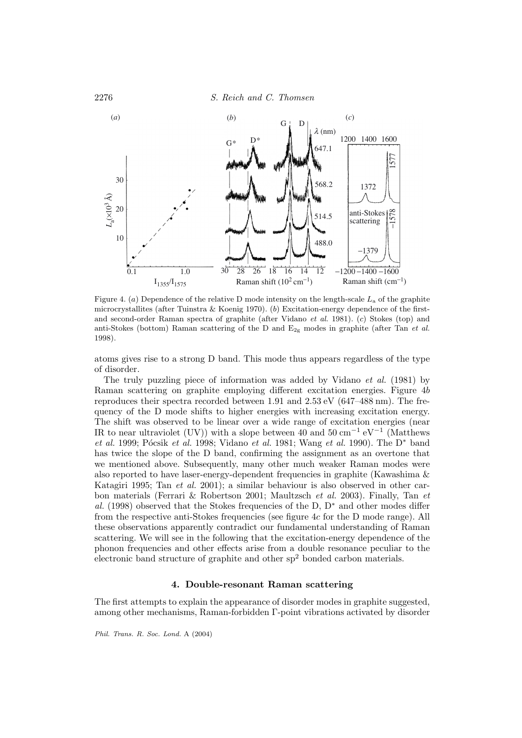Figure 4. (*a*) Dependence of the relative D mode intensity on the length-scale $L_a$ of the graphite microcrystallites (after Tuinstra & Koenig 1970). (*b*) Excitation-energy dependence of the first- and second-order Raman spectra of graphite (after Vidano *et al.* 1981). (*c*) Stokes (top) and anti-Stokes (bottom) Raman scattering of the D and $E_{2g}$ modes in graphite (after Tan *et al.* 1998).

atoms gives rise to a strong D band. This mode thus appears regardless of the type of disorder.

The truly puzzling piece of information was added by Vidano *et al.* (1981) by Raman scattering on graphite employing different excitation energies. Figure 4*b* reproduces their spectra recorded between 1.91 and 2.53 eV (647–488 nm). The frequency of the D mode shifts to higher energies with increasing excitation energy. The shift was observed to be linear over a wide range of excitation energies (near IR to near ultraviolet (UV)) with a slope between 40 and 50 $\mathrm{cm}^{-1}\,\mathrm{eV}^{-1}$ (Matthews *et al.* 1999; Pócsik *et al.* 1998; Vidano *et al.* 1981; Wang *et al.* 1990). The $D^*$ band has twice the slope of the D band, confirming the assignment as an overtone that we mentioned above. Subsequently, many other much weaker Raman modes were also reported to have laser-energy-dependent frequencies in graphite (Kawashima & Katagiri 1995; Tan *et al.* 2001); a similar behaviour is also observed in other carbon materials (Ferrari & Robertson 2001; Maultzsch *et al.* 2003). Finally, Tan *et al.* (1998) observed that the Stokes frequencies of the D, $D^*$ and other modes differ from the respective anti-Stokes frequencies (see figure 4*c* for the D mode range). All these observations apparently contradict our fundamental understanding of Raman scattering. We will see in the following that the excitation-energy dependence of the phonon frequencies and other effects arise from a double resonance peculiar to the electronic band structure of graphite and other $sp^2$ bonded carbon materials.

## 4. Double-resonant Raman scattering

The first attempts to explain the appearance of disorder modes in graphite suggested, among other mechanisms, Raman-forbidden Γ-point vibrations activated by disorder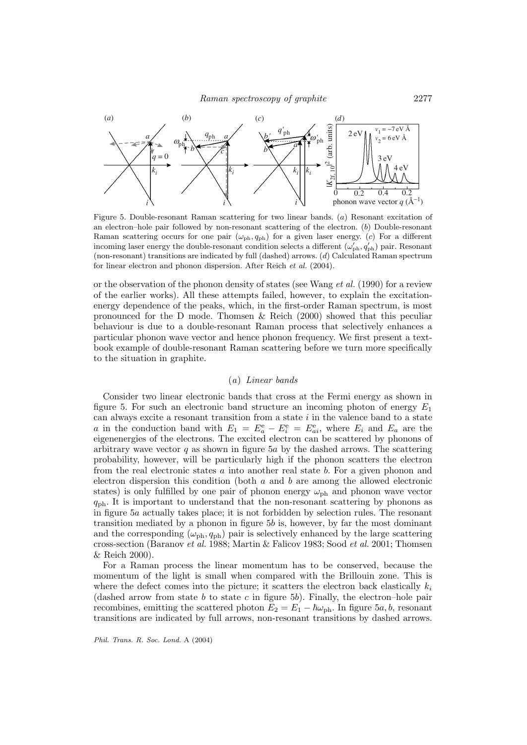Figure 5. Double-resonant Raman scattering for two linear bands. (*a*) Resonant excitation of an electron–hole pair followed by non-resonant scattering of the electron. (*b*) Double-resonant Raman scattering occurs for one pair $(\omega_{\text{ph}}, q_{\text{ph}})$ for a given laser energy. (*c*) For a different incoming laser energy the double-resonant condition selects a different $(\omega'_{\text{ph}}, q'_{\text{ph}})$ pair. Resonant (non-resonant) transitions are indicated by full (dashed) arrows. (*d*) Calculated Raman spectrum for linear electron and phonon dispersion. After Reich *et al.* (2004).

or the observation of the phonon density of states (see Wang *et al.* (1990) for a review of the earlier works). All these attempts failed, however, to explain the excitation-energy dependence of the peaks, which, in the first-order Raman spectrum, is most pronounced for the D mode. Thomsen & Reich (2000) showed that this peculiar behaviour is due to a double-resonant Raman process that selectively enhances a particular phonon wave vector and hence phonon frequency. We first present a textbook example of double-resonant Raman scattering before we turn more specifically to the situation in graphite.

### (*a*) *Linear bands*

Consider two linear electronic bands that cross at the Fermi energy as shown in figure 5. For such an electronic band structure an incoming photon of energy $E_1$ can always excite a resonant transition from a state $i$ in the valence band to a state $a$ in the conduction band with $E_1 = E^{\text{e}}_a - E^{\text{e}}_i = E^{\text{e}}_{ai}$, where $E_i$ and $E_a$ are the eigenenergies of the electrons. The excited electron can be scattered by phonons of arbitrary wave vector $q$ as shown in figure 5*a* by the dashed arrows. The scattering probability, however, will be particularly high if the phonon scatters the electron from the real electronic states $a$ into another real state $b$. For a given phonon and electron dispersion this condition (both $a$ and $b$ are among the allowed electronic states) is only fulfilled by one pair of phonon energy $\omega_{\text{ph}}$ and phonon wave vector $q_{\text{ph}}$. It is important to understand that the non-resonant scattering by phonons as in figure 5*a* actually takes place; it is not forbidden by selection rules. The resonant transition mediated by a phonon in figure 5*b* is, however, by far the most dominant and the corresponding $(\omega_{\text{ph}}, q_{\text{ph}})$ pair is selectively enhanced by the large scattering cross-section (Baranov *et al.* 1988; Martin & Falicov 1983; Sood *et al.* 2001; Thomsen & Reich 2000).

For a Raman process the linear momentum has to be conserved, because the momentum of the light is small when compared with the Brillouin zone. This is where the defect comes into the picture; it scatters the electron back elastically $k_i$ (dashed arrow from state $b$ to state $c$ in figure 5*b*). Finally, the electron–hole pair recombines, emitting the scattered photon $E_2 = E_1 - \hbar\omega_{\text{ph}}$. In figure 5*a*, *b*, resonant transitions are indicated by full arrows, non-resonant transitions by dashed arrows.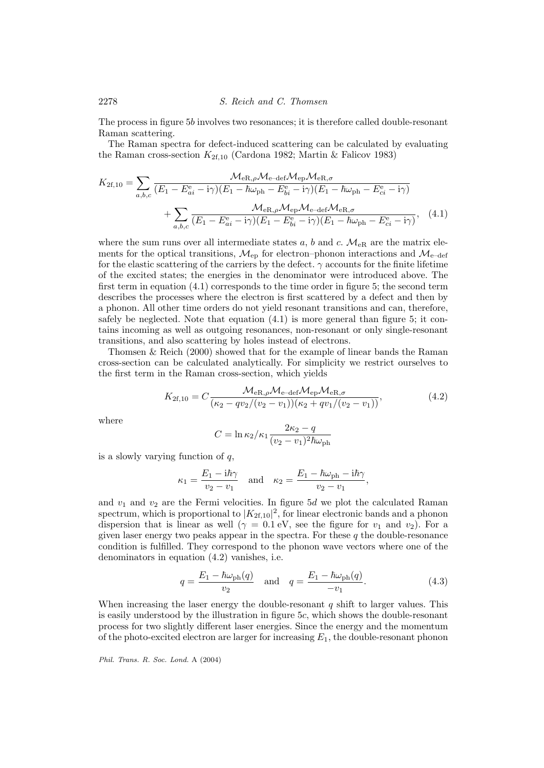The process in figure 5*b* involves two resonances; it is therefore called double-resonant Raman scattering.

The Raman spectra for defect-induced scattering can be calculated by evaluating the Raman cross-section $K_{2f,10}$ (Cardona 1982; Martin & Falicov 1983)

$$K_{2f,10} = \sum_{a,b,c} \frac{\mathcal{M}_{eR,\rho}\mathcal{M}_{e\text{–}def}\mathcal{M}_{ep}\mathcal{M}_{eR,\sigma}}{(E_1 - E^e_{ai} - i\gamma)(E_1 - \hbar\omega_{ph} - E^e_{bi} - i\gamma)(E_1 - \hbar\omega_{ph} - E^e_{ci} - i\gamma)} + \sum_{a,b,c} \frac{\mathcal{M}_{eR,\rho}\mathcal{M}_{ep}\mathcal{M}_{e\text{–}def}\mathcal{M}_{eR,\sigma}}{(E_1 - E^e_{ai} - i\gamma)(E_1 - E^e_{bi} - i\gamma)(E_1 - \hbar\omega_{ph} - E^e_{ci} - i\gamma)}, \quad (4.1)$$

where the sum runs over all intermediate states $a$, $b$ and $c$. $\mathcal{M}_{eR}$ are the matrix elements for the optical transitions, $\mathcal{M}_{ep}$ for electron–phonon interactions and $\mathcal{M}_{e\text{–}def}$ for the elastic scattering of the carriers by the defect. $\gamma$ accounts for the finite lifetime of the excited states; the energies in the denominator were introduced above. The first term in equation (4.1) corresponds to the time order in figure 5; the second term describes the processes where the electron is first scattered by a defect and then by a phonon. All other time orders do not yield resonant transitions and can, therefore, safely be neglected. Note that equation (4.1) is more general than figure 5; it contains incoming as well as outgoing resonances, non-resonant or only single-resonant transitions, and also scattering by holes instead of electrons.

Thomsen & Reich (2000) showed that for the example of linear bands the Raman cross-section can be calculated analytically. For simplicity we restrict ourselves to the first term in the Raman cross-section, which yields

$$K_{2f,10} = C \frac{\mathcal{M}_{eR,\rho}\mathcal{M}_{e\text{–}def}\mathcal{M}_{ep}\mathcal{M}_{eR,\sigma}}{(\kappa_2 - qv_2/(v_2 - v_1))(\kappa_2 + qv_1/(v_2 - v_1))}, \quad (4.2)$$

where

$$C = \ln \kappa_2/\kappa_1 \frac{2\kappa_2 - q}{(v_2 - v_1)^2\hbar\omega_{ph}}$$

is a slowly varying function of $q$,

$$\kappa_1 = \frac{E_1 - i\hbar\gamma}{v_2 - v_1} \quad \text{and} \quad \kappa_2 = \frac{E_1 - \hbar\omega_{ph} - i\hbar\gamma}{v_2 - v_1},$$

and $v_1$ and $v_2$ are the Fermi velocities. In figure 5*d* we plot the calculated Raman spectrum, which is proportional to $|K_{2f,10}|^2$, for linear electronic bands and a phonon dispersion that is linear as well ($\gamma = 0.1$ eV, see the figure for $v_1$ and $v_2$). For a given laser energy two peaks appear in the spectra. For these $q$ the double-resonance condition is fulfilled. They correspond to the phonon wave vectors where one of the denominators in equation (4.2) vanishes, i.e.

$$q = \frac{E_1 - \hbar\omega_{ph}(q)}{v_2} \quad \text{and} \quad q = \frac{E_1 - \hbar\omega_{ph}(q)}{-v_1}. \quad (4.3)$$

When increasing the laser energy the double-resonant $q$ shift to larger values. This is easily understood by the illustration in figure 5*c*, which shows the double-resonant process for two slightly different laser energies. Since the energy and the momentum of the photo-excited electron are larger for increasing $E_1$, the double-resonant phonon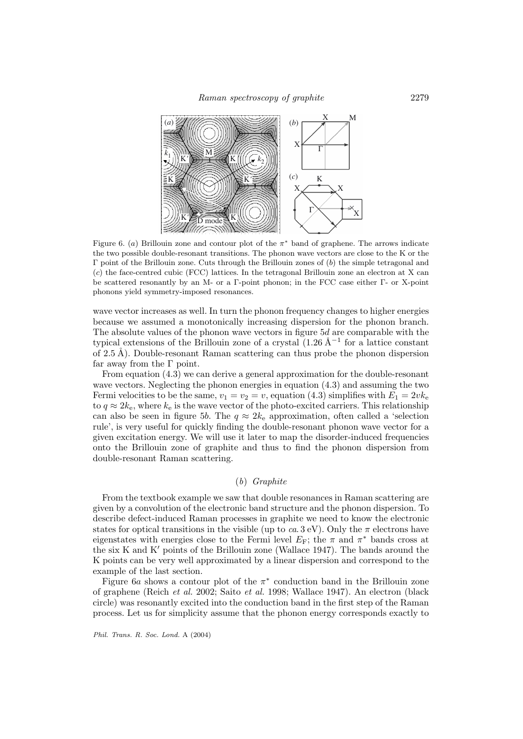Figure 6. (*a*) Brillouin zone and contour plot of the $\pi^*$ band of graphene. The arrows indicate the two possible double-resonant transitions. The phonon wave vectors are close to the K or the $\Gamma$ point of the Brillouin zone. Cuts through the Brillouin zones of (*b*) the simple tetragonal and (*c*) the face-centred cubic (FCC) lattices. In the tetragonal Brillouin zone an electron at X can be scattered resonantly by an M- or a $\Gamma$-point phonon; in the FCC case either $\Gamma$- or X-point phonons yield symmetry-imposed resonances.

wave vector increases as well. In turn the phonon frequency changes to higher energies because we assumed a monotonically increasing dispersion for the phonon branch. The absolute values of the phonon wave vectors in figure 5*d* are comparable with the typical extensions of the Brillouin zone of a crystal (1.26 Å$^{-1}$ for a lattice constant of 2.5 Å). Double-resonant Raman scattering can thus probe the phonon dispersion far away from the $\Gamma$ point.

From equation (4.3) we can derive a general approximation for the double-resonant wave vectors. Neglecting the phonon energies in equation (4.3) and assuming the two Fermi velocities to be the same, $v_1 = v_2 = v$, equation (4.3) simplifies with $E_1 = 2vk_\mathrm{e}$ to $q \approx 2k_\mathrm{e}$, where $k_\mathrm{e}$ is the wave vector of the photo-excited carriers. This relationship can also be seen in figure 5*b*. The $q \approx 2k_\mathrm{e}$ approximation, often called a 'selection rule', is very useful for quickly finding the double-resonant phonon wave vector for a given excitation energy. We will use it later to map the disorder-induced frequencies onto the Brillouin zone of graphite and thus to find the phonon dispersion from double-resonant Raman scattering.

### (*b*) *Graphite*

From the textbook example we saw that double resonances in Raman scattering are given by a convolution of the electronic band structure and the phonon dispersion. To describe defect-induced Raman processes in graphite we need to know the electronic states for optical transitions in the visible (up to *ca.* 3 eV). Only the $\pi$ electrons have eigenstates with energies close to the Fermi level $E_\mathrm{F}$; the $\pi$ and $\pi^*$ bands cross at the six K and K′ points of the Brillouin zone (Wallace 1947). The bands around the K points can be very well approximated by a linear dispersion and correspond to the example of the last section.

Figure 6*a* shows a contour plot of the $\pi^*$ conduction band in the Brillouin zone of graphene (Reich *et al.* 2002; Saito *et al.* 1998; Wallace 1947). An electron (black circle) was resonantly excited into the conduction band in the first step of the Raman process. Let us for simplicity assume that the phonon energy corresponds exactly to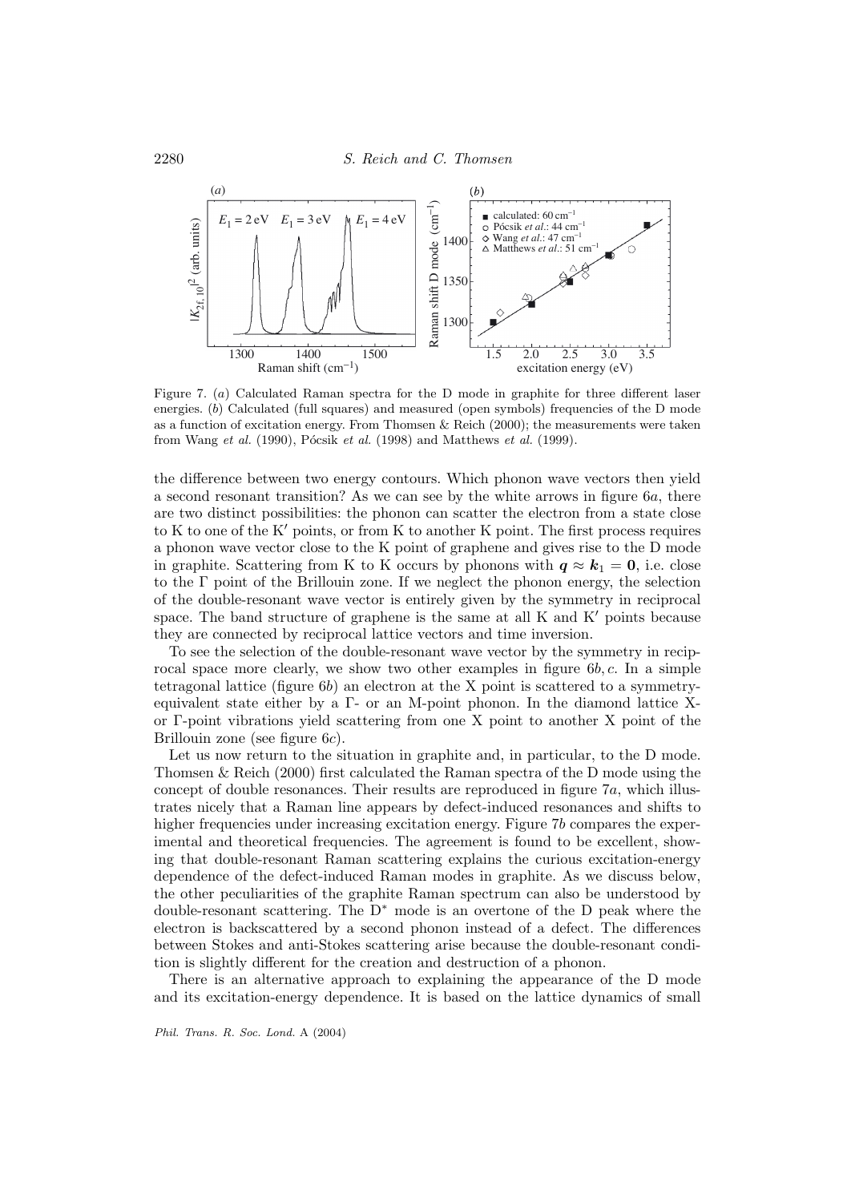Figure 7. (*a*) Calculated Raman spectra for the D mode in graphite for three different laser energies. (*b*) Calculated (full squares) and measured (open symbols) frequencies of the D mode as a function of excitation energy. From Thomsen & Reich (2000); the measurements were taken from Wang *et al.* (1990), Pócsik *et al.* (1998) and Matthews *et al.* (1999).

the difference between two energy contours. Which phonon wave vectors then yield a second resonant transition? As we can see by the white arrows in figure 6*a*, there are two distinct possibilities: the phonon can scatter the electron from a state close to K to one of the K′ points, or from K to another K point. The first process requires a phonon wave vector close to the K point of graphene and gives rise to the D mode in graphite. Scattering from K to K occurs by phonons with $\boldsymbol{q} \approx \boldsymbol{k}_1 = \mathbf{0}$, i.e. close to the Γ point of the Brillouin zone. If we neglect the phonon energy, the selection of the double-resonant wave vector is entirely given by the symmetry in reciprocal space. The band structure of graphene is the same at all K and K′ points because they are connected by reciprocal lattice vectors and time inversion.

To see the selection of the double-resonant wave vector by the symmetry in reciprocal space more clearly, we show two other examples in figure 6*b*, *c*. In a simple tetragonal lattice (figure 6*b*) an electron at the X point is scattered to a symmetry-equivalent state either by a Γ- or an M-point phonon. In the diamond lattice X- or Γ-point vibrations yield scattering from one X point to another X point of the Brillouin zone (see figure 6*c*).

Let us now return to the situation in graphite and, in particular, to the D mode. Thomsen & Reich (2000) first calculated the Raman spectra of the D mode using the concept of double resonances. Their results are reproduced in figure 7*a*, which illustrates nicely that a Raman line appears by defect-induced resonances and shifts to higher frequencies under increasing excitation energy. Figure 7*b* compares the experimental and theoretical frequencies. The agreement is found to be excellent, showing that double-resonant Raman scattering explains the curious excitation-energy dependence of the defect-induced Raman modes in graphite. As we discuss below, the other peculiarities of the graphite Raman spectrum can also be understood by double-resonant scattering. The D* mode is an overtone of the D peak where the electron is backscattered by a second phonon instead of a defect. The differences between Stokes and anti-Stokes scattering arise because the double-resonant condition is slightly different for the creation and destruction of a phonon.

There is an alternative approach to explaining the appearance of the D mode and its excitation-energy dependence. It is based on the lattice dynamics of small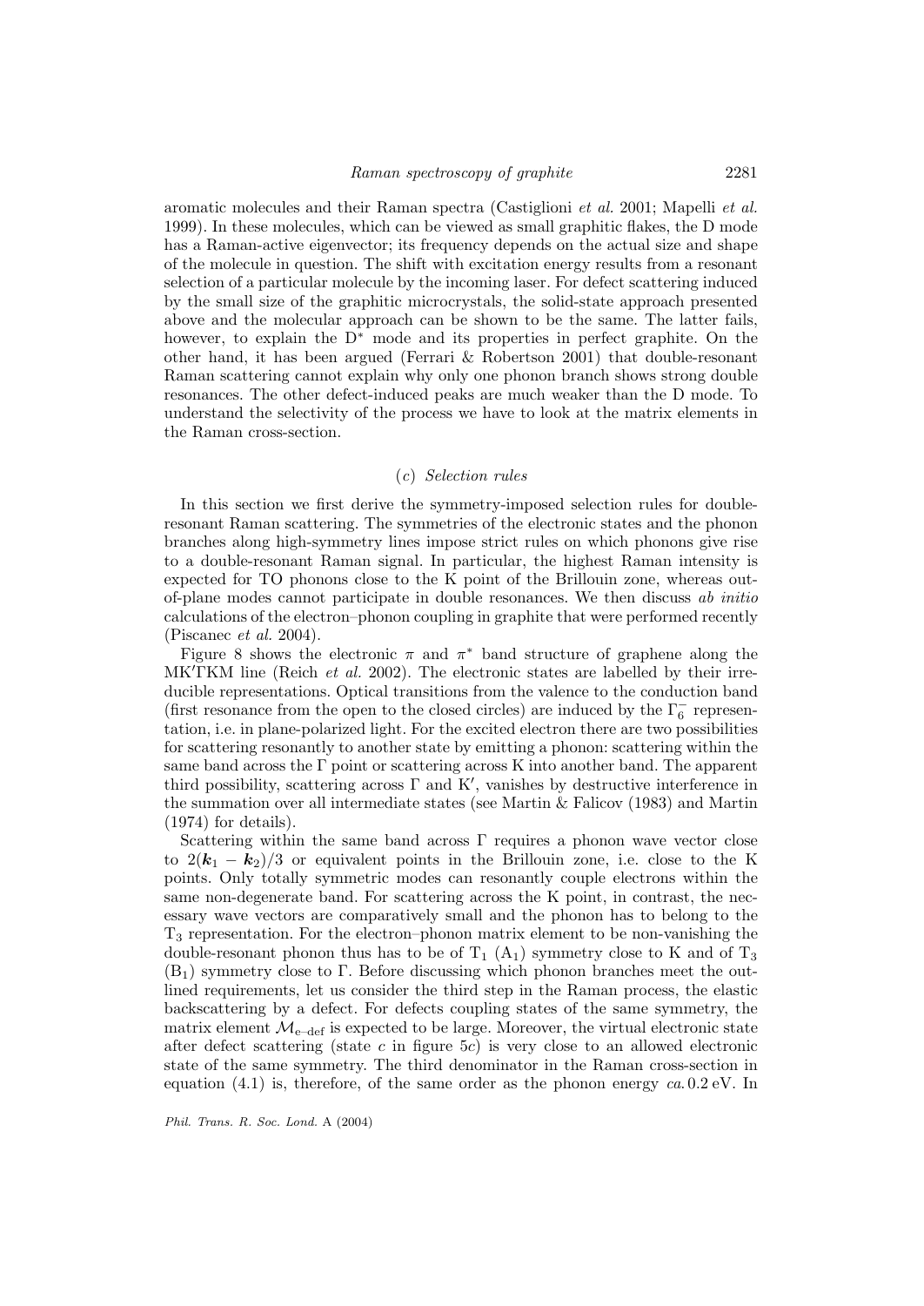aromatic molecules and their Raman spectra (Castiglioni *et al.* 2001; Mapelli *et al.* 1999). In these molecules, which can be viewed as small graphitic flakes, the D mode has a Raman-active eigenvector; its frequency depends on the actual size and shape of the molecule in question. The shift with excitation energy results from a resonant selection of a particular molecule by the incoming laser. For defect scattering induced by the small size of the graphitic microcrystals, the solid-state approach presented above and the molecular approach can be shown to be the same. The latter fails, however, to explain the D* mode and its properties in perfect graphite. On the other hand, it has been argued (Ferrari & Robertson 2001) that double-resonant Raman scattering cannot explain why only one phonon branch shows strong double resonances. The other defect-induced peaks are much weaker than the D mode. To understand the selectivity of the process we have to look at the matrix elements in the Raman cross-section.

### (*c*) *Selection rules*

In this section we first derive the symmetry-imposed selection rules for double-resonant Raman scattering. The symmetries of the electronic states and the phonon branches along high-symmetry lines impose strict rules on which phonons give rise to a double-resonant Raman signal. In particular, the highest Raman intensity is expected for TO phonons close to the K point of the Brillouin zone, whereas out-of-plane modes cannot participate in double resonances. We then discuss *ab initio* calculations of the electron–phonon coupling in graphite that were performed recently (Piscanec *et al.* 2004).

Figure 8 shows the electronic $\pi$ and $\pi^*$ band structure of graphene along the MK′ΓKM line (Reich *et al.* 2002). The electronic states are labelled by their irreducible representations. Optical transitions from the valence to the conduction band (first resonance from the open to the closed circles) are induced by the $\Gamma_6^-$ representation, i.e. in plane-polarized light. For the excited electron there are two possibilities for scattering resonantly to another state by emitting a phonon: scattering within the same band across the Γ point or scattering across K into another band. The apparent third possibility, scattering across Γ and K′, vanishes by destructive interference in the summation over all intermediate states (see Martin & Falicov (1983) and Martin (1974) for details).

Scattering within the same band across Γ requires a phonon wave vector close to $2(\boldsymbol{k}_1 - \boldsymbol{k}_2)/3$ or equivalent points in the Brillouin zone, i.e. close to the K points. Only totally symmetric modes can resonantly couple electrons within the same non-degenerate band. For scattering across the K point, in contrast, the necessary wave vectors are comparatively small and the phonon has to belong to the $T_3$ representation. For the electron–phonon matrix element to be non-vanishing the double-resonant phonon thus has to be of $T_1$ ($A_1$) symmetry close to K and of $T_3$ ($B_1$) symmetry close to Γ. Before discussing which phonon branches meet the outlined requirements, let us consider the third step in the Raman process, the elastic backscattering by a defect. For defects coupling states of the same symmetry, the matrix element $\mathcal{M}_{\text{e–def}}$ is expected to be large. Moreover, the virtual electronic state after defect scattering (state *c* in figure 5*c*) is very close to an allowed electronic state of the same symmetry. The third denominator in the Raman cross-section in equation (4.1) is, therefore, of the same order as the phonon energy *ca.* 0.2 eV. In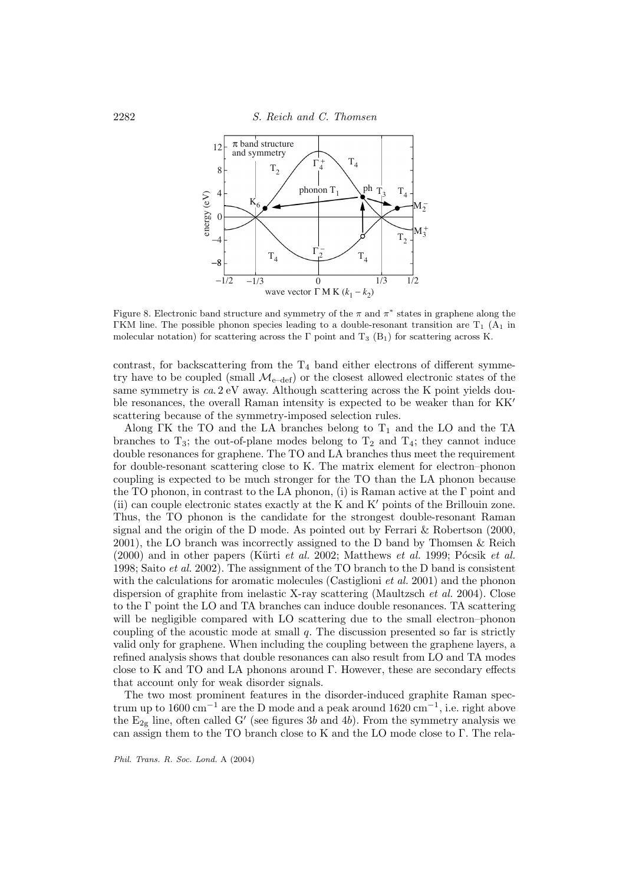Figure 8. Electronic band structure and symmetry of the $\pi$ and $\pi^*$ states in graphene along the ΓKM line. The possible phonon species leading to a double-resonant transition are $T_1$ ($A_1$ in molecular notation) for scattering across the Γ point and $T_3$ ($B_1$) for scattering across K.

contrast, for backscattering from the $T_4$ band either electrons of different symmetry have to be coupled (small $\mathcal{M}_{\text{e-def}}$) or the closest allowed electronic states of the same symmetry is *ca.* 2 eV away. Although scattering across the K point yields double resonances, the overall Raman intensity is expected to be weaker than for KK′ scattering because of the symmetry-imposed selection rules.

Along ΓK the TO and the LA branches belong to $T_1$ and the LO and the TA branches to $T_3$; the out-of-plane modes belong to $T_2$ and $T_4$; they cannot induce double resonances for graphene. The TO and LA branches thus meet the requirement for double-resonant scattering close to K. The matrix element for electron–phonon coupling is expected to be much stronger for the TO than the LA phonon because the TO phonon, in contrast to the LA phonon, (i) is Raman active at the Γ point and (ii) can couple electronic states exactly at the K and K′ points of the Brillouin zone. Thus, the TO phonon is the candidate for the strongest double-resonant Raman signal and the origin of the D mode. As pointed out by Ferrari & Robertson (2000, 2001), the LO branch was incorrectly assigned to the D band by Thomsen & Reich (2000) and in other papers (Kürti *et al.* 2002; Matthews *et al.* 1999; Pócsik *et al.* 1998; Saito *et al.* 2002). The assignment of the TO branch to the D band is consistent with the calculations for aromatic molecules (Castiglioni *et al.* 2001) and the phonon dispersion of graphite from inelastic X-ray scattering (Maultzsch *et al.* 2004). Close to the Γ point the LO and TA branches can induce double resonances. TA scattering will be negligible compared with LO scattering due to the small electron–phonon coupling of the acoustic mode at small $q$. The discussion presented so far is strictly valid only for graphene. When including the coupling between the graphene layers, a refined analysis shows that double resonances can also result from LO and TA modes close to K and TO and LA phonons around Γ. However, these are secondary effects that account only for weak disorder signals.

The two most prominent features in the disorder-induced graphite Raman spectrum up to 1600 $\text{cm}^{-1}$ are the D mode and a peak around 1620 $\text{cm}^{-1}$, i.e. right above the $E_{2g}$ line, often called G′ (see figures 3*b* and 4*b*). From the symmetry analysis we can assign them to the TO branch close to K and the LO mode close to Γ. The rela-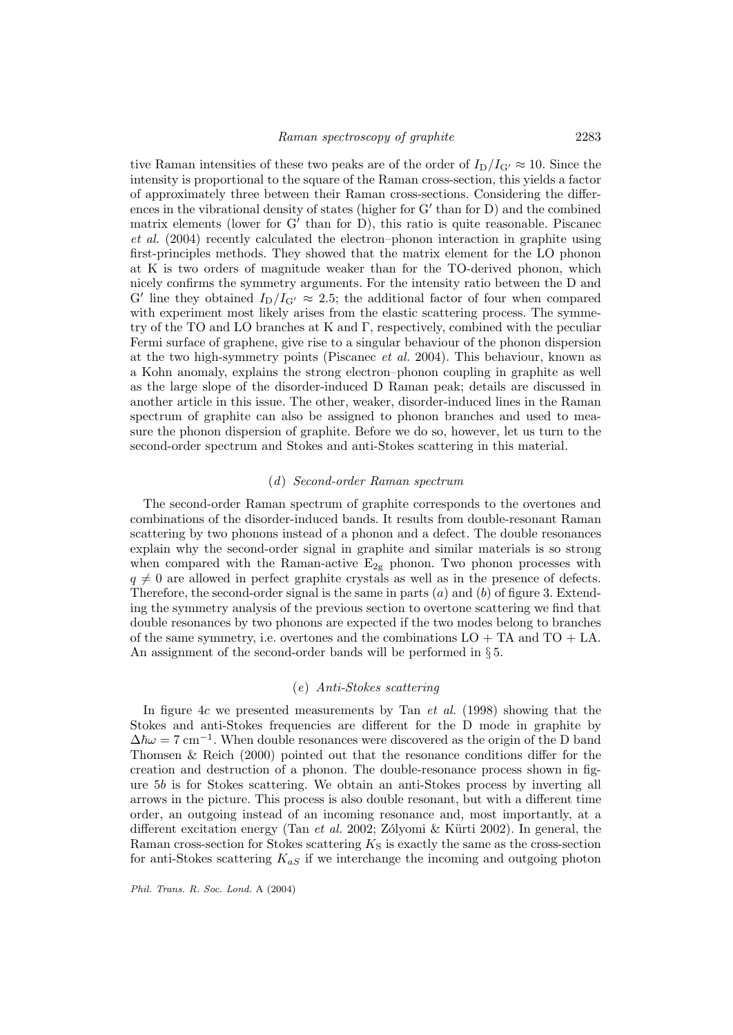tive Raman intensities of these two peaks are of the order of $I_D/I_{G'} \approx 10$. Since the intensity is proportional to the square of the Raman cross-section, this yields a factor of approximately three between their Raman cross-sections. Considering the differences in the vibrational density of states (higher for G′ than for D) and the combined matrix elements (lower for G′ than for D), this ratio is quite reasonable. Piscanec *et al.* (2004) recently calculated the electron–phonon interaction in graphite using first-principles methods. They showed that the matrix element for the LO phonon at K is two orders of magnitude weaker than for the TO-derived phonon, which nicely confirms the symmetry arguments. For the intensity ratio between the D and G′ line they obtained $I_D/I_{G'} \approx 2.5$; the additional factor of four when compared with experiment most likely arises from the elastic scattering process. The symmetry of the TO and LO branches at K and Γ, respectively, combined with the peculiar Fermi surface of graphene, give rise to a singular behaviour of the phonon dispersion at the two high-symmetry points (Piscanec *et al.* 2004). This behaviour, known as a Kohn anomaly, explains the strong electron–phonon coupling in graphite as well as the large slope of the disorder-induced D Raman peak; details are discussed in another article in this issue. The other, weaker, disorder-induced lines in the Raman spectrum of graphite can also be assigned to phonon branches and used to measure the phonon dispersion of graphite. Before we do so, however, let us turn to the second-order spectrum and Stokes and anti-Stokes scattering in this material.

### (*d*) *Second-order Raman spectrum*

The second-order Raman spectrum of graphite corresponds to the overtones and combinations of the disorder-induced bands. It results from double-resonant Raman scattering by two phonons instead of a phonon and a defect. The double resonances explain why the second-order signal in graphite and similar materials is so strong when compared with the Raman-active $E_{2g}$ phonon. Two phonon processes with $q \neq 0$ are allowed in perfect graphite crystals as well as in the presence of defects. Therefore, the second-order signal is the same in parts (*a*) and (*b*) of figure 3. Extending the symmetry analysis of the previous section to overtone scattering we find that double resonances by two phonons are expected if the two modes belong to branches of the same symmetry, i.e. overtones and the combinations LO + TA and TO + LA. An assignment of the second-order bands will be performed in § 5.

### (*e*) *Anti-Stokes scattering*

In figure 4*c* we presented measurements by Tan *et al.* (1998) showing that the Stokes and anti-Stokes frequencies are different for the D mode in graphite by $\Delta\hbar\omega = 7\ \text{cm}^{-1}$. When double resonances were discovered as the origin of the D band Thomsen & Reich (2000) pointed out that the resonance conditions differ for the creation and destruction of a phonon. The double-resonance process shown in figure 5*b* is for Stokes scattering. We obtain an anti-Stokes process by inverting all arrows in the picture. This process is also double resonant, but with a different time order, an outgoing instead of an incoming resonance and, most importantly, at a different excitation energy (Tan *et al.* 2002; Zólyomi & Kürti 2002). In general, the Raman cross-section for Stokes scattering $K_S$ is exactly the same as the cross-section for anti-Stokes scattering $K_{aS}$ if we interchange the incoming and outgoing photon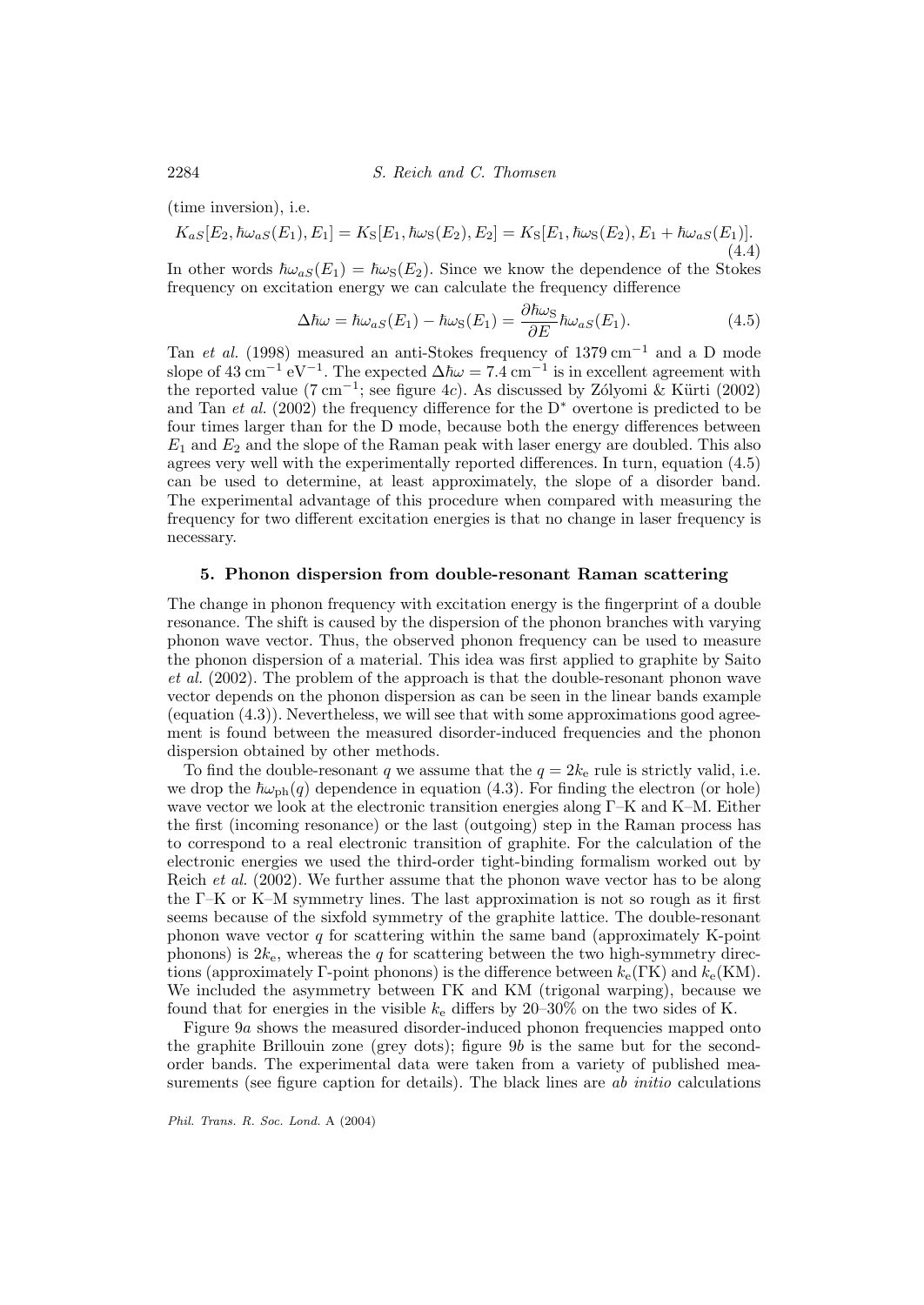(time inversion), i.e.

$$K_{aS}[E_2, \hbar\omega_{aS}(E_1), E_1] = K_S[E_1, \hbar\omega_S(E_2), E_2] = K_S[E_1, \hbar\omega_S(E_2), E_1 + \hbar\omega_{aS}(E_1)]. \tag{4.4}$$

In other words $\hbar\omega_{aS}(E_1) = \hbar\omega_S(E_2)$. Since we know the dependence of the Stokes frequency on excitation energy we can calculate the frequency difference

$$\Delta\hbar\omega = \hbar\omega_{aS}(E_1) - \hbar\omega_S(E_1) = \frac{\partial\hbar\omega_S}{\partial E}\hbar\omega_{aS}(E_1). \tag{4.5}$$

Tan *et al.* (1998) measured an anti-Stokes frequency of 1379 $\mathrm{cm}^{-1}$ and a D mode slope of 43 $\mathrm{cm}^{-1}\,\mathrm{eV}^{-1}$. The expected $\Delta\hbar\omega = 7.4\ \mathrm{cm}^{-1}$ is in excellent agreement with the reported value (7 $\mathrm{cm}^{-1}$; see figure 4*c*). As discussed by Zólyomi & Kürti (2002) and Tan *et al.* (2002) the frequency difference for the $\mathrm{D}^*$ overtone is predicted to be four times larger than for the D mode, because both the energy differences between $E_1$ and $E_2$ and the slope of the Raman peak with laser energy are doubled. This also agrees very well with the experimentally reported differences. In turn, equation (4.5) can be used to determine, at least approximately, the slope of a disorder band. The experimental advantage of this procedure when compared with measuring the frequency for two different excitation energies is that no change in laser frequency is necessary.

## 5. Phonon dispersion from double-resonant Raman scattering

The change in phonon frequency with excitation energy is the fingerprint of a double resonance. The shift is caused by the dispersion of the phonon branches with varying phonon wave vector. Thus, the observed phonon frequency can be used to measure the phonon dispersion of a material. This idea was first applied to graphite by Saito *et al.* (2002). The problem of the approach is that the double-resonant phonon wave vector depends on the phonon dispersion as can be seen in the linear bands example (equation (4.3)). Nevertheless, we will see that with some approximations good agreement is found between the measured disorder-induced frequencies and the phonon dispersion obtained by other methods.

To find the double-resonant $q$ we assume that the $q = 2k_e$ rule is strictly valid, i.e. we drop the $\hbar\omega_{ph}(q)$ dependence in equation (4.3). For finding the electron (or hole) wave vector we look at the electronic transition energies along Γ–K and K–M. Either the first (incoming resonance) or the last (outgoing) step in the Raman process has to correspond to a real electronic transition of graphite. For the calculation of the electronic energies we used the third-order tight-binding formalism worked out by Reich *et al.* (2002). We further assume that the phonon wave vector has to be along the Γ–K or K–M symmetry lines. The last approximation is not so rough as it first seems because of the sixfold symmetry of the graphite lattice. The double-resonant phonon wave vector $q$ for scattering within the same band (approximately K-point phonons) is $2k_e$, whereas the $q$ for scattering between the two high-symmetry directions (approximately Γ-point phonons) is the difference between $k_e(\Gamma\mathrm{K})$ and $k_e(\mathrm{KM})$. We included the asymmetry between ΓK and KM (trigonal warping), because we found that for energies in the visible $k_e$ differs by 20–30% on the two sides of K.

Figure 9*a* shows the measured disorder-induced phonon frequencies mapped onto the graphite Brillouin zone (grey dots); figure 9*b* is the same but for the second-order bands. The experimental data were taken from a variety of published measurements (see figure caption for details). The black lines are *ab initio* calculations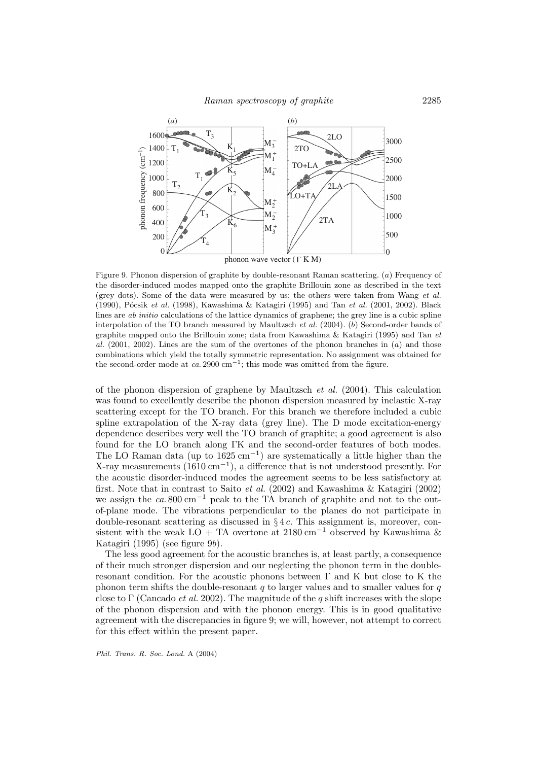Figure 9. Phonon dispersion of graphite by double-resonant Raman scattering. (*a*) Frequency of the disorder-induced modes mapped onto the graphite Brillouin zone as described in the text (grey dots). Some of the data were measured by us; the others were taken from Wang *et al.* (1990), Pócsik *et al.* (1998), Kawashima & Katagiri (1995) and Tan *et al.* (2001, 2002). Black lines are *ab initio* calculations of the lattice dynamics of graphene; the grey line is a cubic spline interpolation of the TO branch measured by Maultzsch *et al.* (2004). (*b*) Second-order bands of graphite mapped onto the Brillouin zone; data from Kawashima & Katagiri (1995) and Tan *et al.* (2001, 2002). Lines are the sum of the overtones of the phonon branches in (*a*) and those combinations which yield the totally symmetric representation. No assignment was obtained for the second-order mode at *ca.* 2900 $cm^{-1}$; this mode was omitted from the figure.

of the phonon dispersion of graphene by Maultzsch *et al.* (2004). This calculation was found to excellently describe the phonon dispersion measured by inelastic X-ray scattering except for the TO branch. For this branch we therefore included a cubic spline extrapolation of the X-ray data (grey line). The D mode excitation-energy dependence describes very well the TO branch of graphite; a good agreement is also found for the LO branch along ΓK and the second-order features of both modes. The LO Raman data (up to 1625 $cm^{-1}$) are systematically a little higher than the X-ray measurements (1610 $cm^{-1}$), a difference that is not understood presently. For the acoustic disorder-induced modes the agreement seems to be less satisfactory at first. Note that in contrast to Saito *et al.* (2002) and Kawashima & Katagiri (2002) we assign the *ca.* 800 $cm^{-1}$ peak to the TA branch of graphite and not to the out-of-plane mode. The vibrations perpendicular to the planes do not participate in double-resonant scattering as discussed in § 4*c*. This assignment is, moreover, consistent with the weak LO + TA overtone at 2180 $cm^{-1}$ observed by Kawashima & Katagiri (1995) (see figure 9*b*).

The less good agreement for the acoustic branches is, at least partly, a consequence of their much stronger dispersion and our neglecting the phonon term in the double-resonant condition. For the acoustic phonons between Γ and K but close to K the phonon term shifts the double-resonant $q$ to larger values and to smaller values for $q$ close to Γ (Cancado *et al.* 2002). The magnitude of the $q$ shift increases with the slope of the phonon dispersion and with the phonon energy. This is in good qualitative agreement with the discrepancies in figure 9; we will, however, not attempt to correct for this effect within the present paper.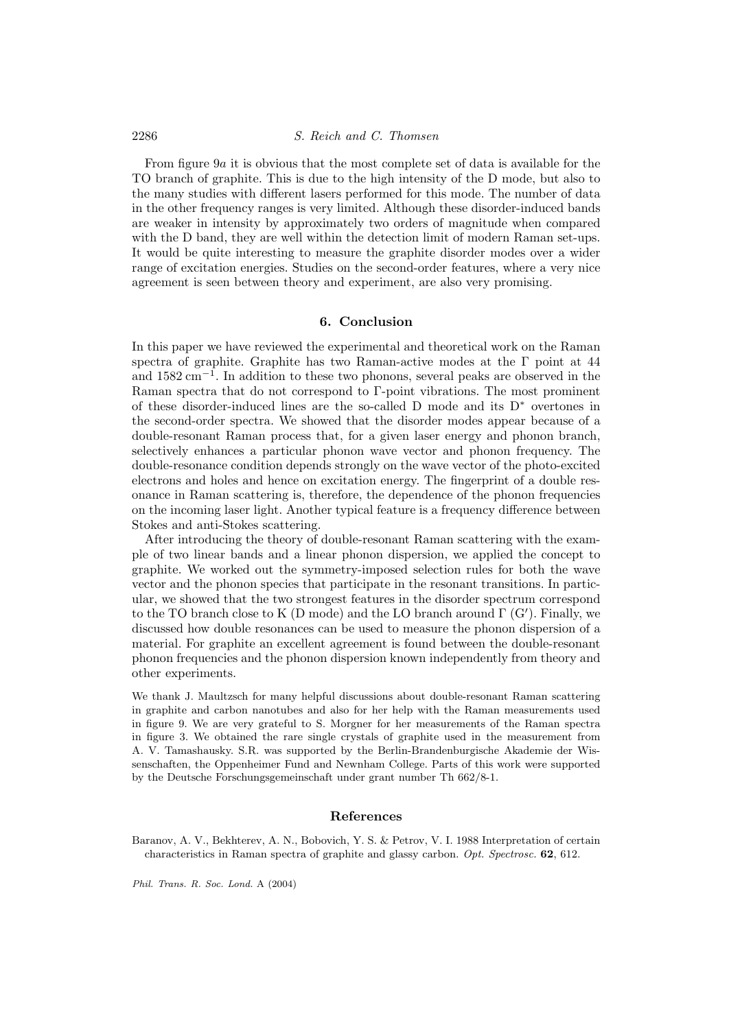From figure 9*a* it is obvious that the most complete set of data is available for the TO branch of graphite. This is due to the high intensity of the D mode, but also to the many studies with different lasers performed for this mode. The number of data in the other frequency ranges is very limited. Although these disorder-induced bands are weaker in intensity by approximately two orders of magnitude when compared with the D band, they are well within the detection limit of modern Raman set-ups. It would be quite interesting to measure the graphite disorder modes over a wider range of excitation energies. Studies on the second-order features, where a very nice agreement is seen between theory and experiment, are also very promising.

## 6. Conclusion

In this paper we have reviewed the experimental and theoretical work on the Raman spectra of graphite. Graphite has two Raman-active modes at the $\Gamma$ point at 44 and $1582\ \mathrm{cm}^{-1}$. In addition to these two phonons, several peaks are observed in the Raman spectra that do not correspond to $\Gamma$-point vibrations. The most prominent of these disorder-induced lines are the so-called D mode and its $\mathrm{D}^*$ overtones in the second-order spectra. We showed that the disorder modes appear because of a double-resonant Raman process that, for a given laser energy and phonon branch, selectively enhances a particular phonon wave vector and phonon frequency. The double-resonance condition depends strongly on the wave vector of the photo-excited electrons and holes and hence on excitation energy. The fingerprint of a double resonance in Raman scattering is, therefore, the dependence of the phonon frequencies on the incoming laser light. Another typical feature is a frequency difference between Stokes and anti-Stokes scattering.

After introducing the theory of double-resonant Raman scattering with the example of two linear bands and a linear phonon dispersion, we applied the concept to graphite. We worked out the symmetry-imposed selection rules for both the wave vector and the phonon species that participate in the resonant transitions. In particular, we showed that the two strongest features in the disorder spectrum correspond to the TO branch close to K (D mode) and the LO branch around $\Gamma$ ($\mathrm{G}'$). Finally, we discussed how double resonances can be used to measure the phonon dispersion of a material. For graphite an excellent agreement is found between the double-resonant phonon frequencies and the phonon dispersion known independently from theory and other experiments.

We thank J. Maultzsch for many helpful discussions about double-resonant Raman scattering in graphite and carbon nanotubes and also for her help with the Raman measurements used in figure 9. We are very grateful to S. Morgner for her measurements of the Raman spectra in figure 3. We obtained the rare single crystals of graphite used in the measurement from A. V. Tamashausky. S.R. was supported by the Berlin-Brandenburgische Akademie der Wissenschaften, the Oppenheimer Fund and Newnham College. Parts of this work were supported by the Deutsche Forschungsgemeinschaft under grant number Th 662/8-1.

## References

Baranov, A. V., Bekhterev, A. N., Bobovich, Y. S. & Petrov, V. I. 1988 Interpretation of certain characteristics in Raman spectra of graphite and glassy carbon. *Opt. Spectrosc.* **62**, 612.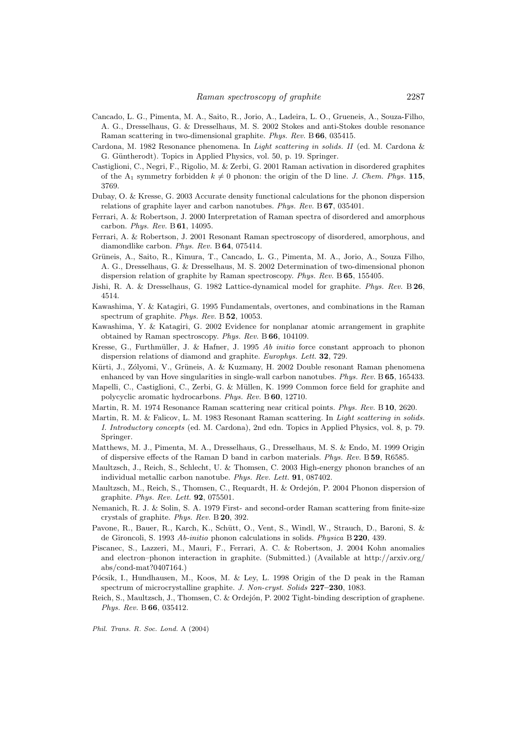Cancado, L. G., Pimenta, M. A., Saito, R., Jorio, A., Ladeira, L. O., Grueneis, A., Souza-Filho, A. G., Dresselhaus, G. & Dresselhaus, M. S. 2002 Stokes and anti-Stokes double resonance Raman scattering in two-dimensional graphite. *Phys. Rev.* B **66**, 035415.

Cardona, M. 1982 Resonance phenomena. In *Light scattering in solids. II* (ed. M. Cardona & G. Güntherodt). Topics in Applied Physics, vol. 50, p. 19. Springer.

Castiglioni, C., Negri, F., Rigolio, M. & Zerbi, G. 2001 Raman activation in disordered graphites of the $A_1$ symmetry forbidden $k \neq 0$ phonon: the origin of the D line. *J. Chem. Phys.* **115**, 3769.

Dubay, O. & Kresse, G. 2003 Accurate density functional calculations for the phonon dispersion relations of graphite layer and carbon nanotubes. *Phys. Rev.* B **67**, 035401.

Ferrari, A. & Robertson, J. 2000 Interpretation of Raman spectra of disordered and amorphous carbon. *Phys. Rev.* B **61**, 14095.

Ferrari, A. & Robertson, J. 2001 Resonant Raman spectroscopy of disordered, amorphous, and diamondlike carbon. *Phys. Rev.* B **64**, 075414.

Grüneis, A., Saito, R., Kimura, T., Cancado, L. G., Pimenta, M. A., Jorio, A., Souza Filho, A. G., Dresselhaus, G. & Dresselhaus, M. S. 2002 Determination of two-dimensional phonon dispersion relation of graphite by Raman spectroscopy. *Phys. Rev.* B **65**, 155405.

Jishi, R. A. & Dresselhaus, G. 1982 Lattice-dynamical model for graphite. *Phys. Rev.* B **26**, 4514.

Kawashima, Y. & Katagiri, G. 1995 Fundamentals, overtones, and combinations in the Raman spectrum of graphite. *Phys. Rev.* B **52**, 10053.

Kawashima, Y. & Katagiri, G. 2002 Evidence for nonplanar atomic arrangement in graphite obtained by Raman spectroscopy. *Phys. Rev.* B **66**, 104109.

Kresse, G., Furthmüller, J. & Hafner, J. 1995 *Ab initio* force constant approach to phonon dispersion relations of diamond and graphite. *Europhys. Lett.* **32**, 729.

Kürti, J., Zólyomi, V., Grüneis, A. & Kuzmany, H. 2002 Double resonant Raman phenomena enhanced by van Hove singularities in single-wall carbon nanotubes. *Phys. Rev.* B **65**, 165433.

Mapelli, C., Castiglioni, C., Zerbi, G. & Müllen, K. 1999 Common force field for graphite and polycyclic aromatic hydrocarbons. *Phys. Rev.* B **60**, 12710.

Martin, R. M. 1974 Resonance Raman scattering near critical points. *Phys. Rev.* B **10**, 2620.

Martin, R. M. & Falicov, L. M. 1983 Resonant Raman scattering. In *Light scattering in solids. I. Introductory concepts* (ed. M. Cardona), 2nd edn. Topics in Applied Physics, vol. 8, p. 79. Springer.

Matthews, M. J., Pimenta, M. A., Dresselhaus, G., Dresselhaus, M. S. & Endo, M. 1999 Origin of dispersive effects of the Raman D band in carbon materials. *Phys. Rev.* B **59**, R6585.

Maultzsch, J., Reich, S., Schlecht, U. & Thomsen, C. 2003 High-energy phonon branches of an individual metallic carbon nanotube. *Phys. Rev. Lett.* **91**, 087402.

Maultzsch, M., Reich, S., Thomsen, C., Requardt, H. & Ordejón, P. 2004 Phonon dispersion of graphite. *Phys. Rev. Lett.* **92**, 075501.

Nemanich, R. J. & Solin, S. A. 1979 First- and second-order Raman scattering from finite-size crystals of graphite. *Phys. Rev.* B **20**, 392.

Pavone, R., Bauer, R., Karch, K., Schütt, O., Vent, S., Windl, W., Strauch, D., Baroni, S. & de Gironcoli, S. 1993 *Ab-initio* phonon calculations in solids. *Physica* B **220**, 439.

Piscanec, S., Lazzeri, M., Mauri, F., Ferrari, A. C. & Robertson, J. 2004 Kohn anomalies and electron–phonon interaction in graphite. (Submitted.) (Available at http://arxiv.org/abs/cond-mat?0407164.)

Pócsik, I., Hundhausen, M., Koos, M. & Ley, L. 1998 Origin of the D peak in the Raman spectrum of microcrystalline graphite. *J. Non-cryst. Solids* **227–230**, 1083.

Reich, S., Maultzsch, J., Thomsen, C. & Ordejón, P. 2002 Tight-binding description of graphene. *Phys. Rev.* B **66**, 035412.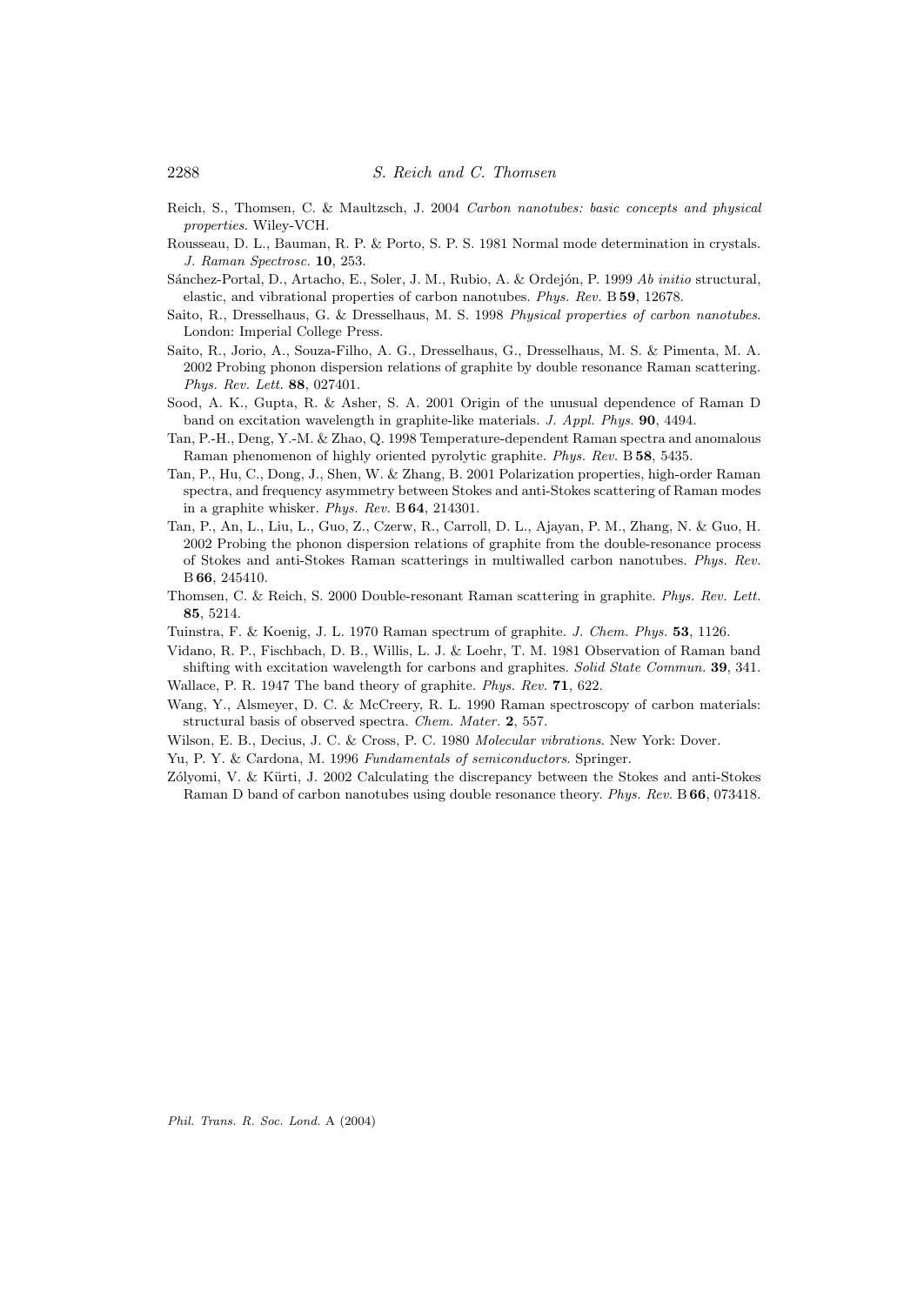Reich, S., Thomsen, C. & Maultzsch, J. 2004 *Carbon nanotubes: basic concepts and physical properties*. Wiley-VCH.

Rousseau, D. L., Bauman, R. P. & Porto, S. P. S. 1981 Normal mode determination in crystals. *J. Raman Spectrosc.* **10**, 253.

Sánchez-Portal, D., Artacho, E., Soler, J. M., Rubio, A. & Ordejón, P. 1999 *Ab initio* structural, elastic, and vibrational properties of carbon nanotubes. *Phys. Rev.* B **59**, 12678.

Saito, R., Dresselhaus, G. & Dresselhaus, M. S. 1998 *Physical properties of carbon nanotubes*. London: Imperial College Press.

Saito, R., Jorio, A., Souza-Filho, A. G., Dresselhaus, G., Dresselhaus, M. S. & Pimenta, M. A. 2002 Probing phonon dispersion relations of graphite by double resonance Raman scattering. *Phys. Rev. Lett.* **88**, 027401.

Sood, A. K., Gupta, R. & Asher, S. A. 2001 Origin of the unusual dependence of Raman D band on excitation wavelength in graphite-like materials. *J. Appl. Phys.* **90**, 4494.

Tan, P.-H., Deng, Y.-M. & Zhao, Q. 1998 Temperature-dependent Raman spectra and anomalous Raman phenomenon of highly oriented pyrolytic graphite. *Phys. Rev.* B **58**, 5435.

Tan, P., Hu, C., Dong, J., Shen, W. & Zhang, B. 2001 Polarization properties, high-order Raman spectra, and frequency asymmetry between Stokes and anti-Stokes scattering of Raman modes in a graphite whisker. *Phys. Rev.* B **64**, 214301.

Tan, P., An, L., Liu, L., Guo, Z., Czerw, R., Carroll, D. L., Ajayan, P. M., Zhang, N. & Guo, H. 2002 Probing the phonon dispersion relations of graphite from the double-resonance process of Stokes and anti-Stokes Raman scatterings in multiwalled carbon nanotubes. *Phys. Rev.* B **66**, 245410.

Thomsen, C. & Reich, S. 2000 Double-resonant Raman scattering in graphite. *Phys. Rev. Lett.* **85**, 5214.

Tuinstra, F. & Koenig, J. L. 1970 Raman spectrum of graphite. *J. Chem. Phys.* **53**, 1126.

Vidano, R. P., Fischbach, D. B., Willis, L. J. & Loehr, T. M. 1981 Observation of Raman band shifting with excitation wavelength for carbons and graphites. *Solid State Commun.* **39**, 341.

Wallace, P. R. 1947 The band theory of graphite. *Phys. Rev.* **71**, 622.

Wang, Y., Alsmeyer, D. C. & McCreery, R. L. 1990 Raman spectroscopy of carbon materials: structural basis of observed spectra. *Chem. Mater.* **2**, 557.

Wilson, E. B., Decius, J. C. & Cross, P. C. 1980 *Molecular vibrations*. New York: Dover.

Yu, P. Y. & Cardona, M. 1996 *Fundamentals of semiconductors*. Springer.

Zólyomi, V. & Kürti, J. 2002 Calculating the discrepancy between the Stokes and anti-Stokes Raman D band of carbon nanotubes using double resonance theory. *Phys. Rev.* B **66**, 073418.